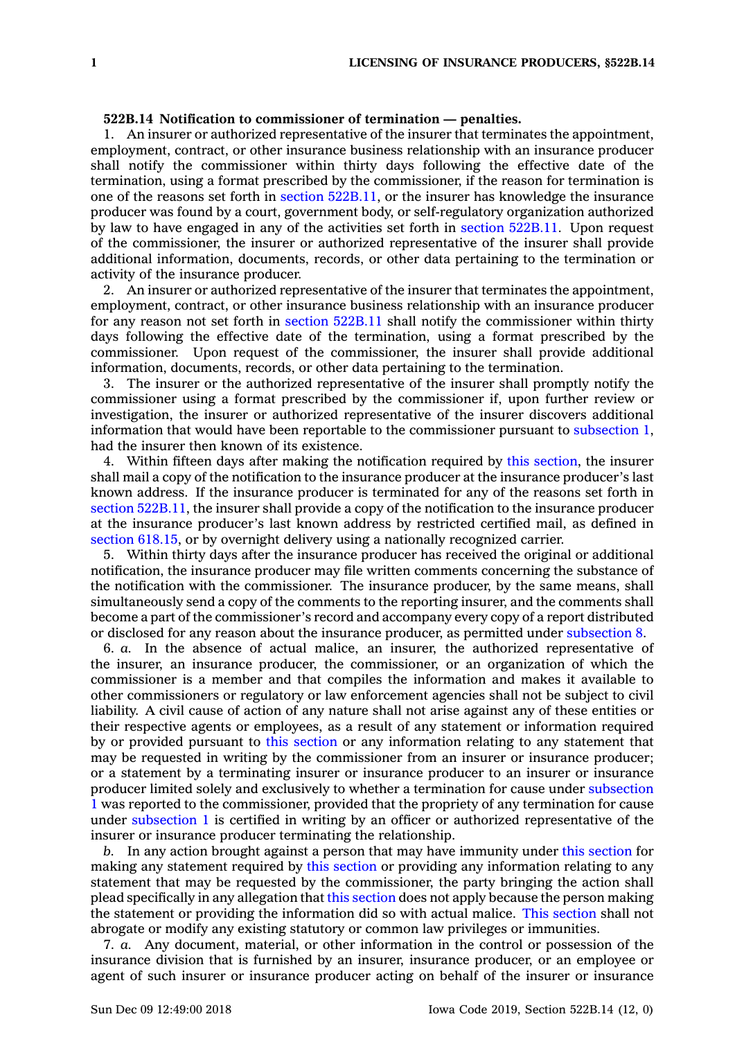**522B.14 Notification to commissioner of termination — penalties.**

1. An insurer or authorized representative of the insurer that terminates the appointment, employment, contract, or other insurance business relationship with an insurance producer shall notify the commissioner within thirty days following the effective date of the termination, using a format prescribed by the commissioner, if the reason for termination is one of the reasons set forth in section 522B.11, or the insurer has knowledge the insurance producer was found by a court, government body, or self-regulatory organization authorized by law to have engaged in any of the activities set forth in section 522B.11. Upon request of the commissioner, the insurer or authorized representative of the insurer shall provide additional information, documents, records, or other data pertaining to the termination or activity of the insurance producer.

2. An insurer or authorized representative of the insurer that terminates the appointment, employment, contract, or other insurance business relationship with an insurance producer for any reason not set forth in section 522B.11 shall notify the commissioner within thirty days following the effective date of the termination, using a format prescribed by the commissioner. Upon request of the commissioner, the insurer shall provide additional information, documents, records, or other data pertaining to the termination.

3. The insurer or the authorized representative of the insurer shall promptly notify the commissioner using a format prescribed by the commissioner if, upon further review or investigation, the insurer or authorized representative of the insurer discovers additional information that would have been reportable to the commissioner pursuant to subsection 1, had the insurer then known of its existence.

4. Within fifteen days after making the notification required by this section, the insurer shall mail a copy of the notification to the insurance producer at the insurance producer's last known address. If the insurance producer is terminated for any of the reasons set forth in section 522B.11, the insurer shall provide a copy of the notification to the insurance producer at the insurance producer's last known address by restricted certified mail, as defined in section 618.15, or by overnight delivery using a nationally recognized carrier.

5. Within thirty days after the insurance producer has received the original or additional notification, the insurance producer may file written comments concerning the substance of the notification with the commissioner. The insurance producer, by the same means, shall simultaneously send a copy of the comments to the reporting insurer, and the comments shall become a part of the commissioner's record and accompany every copy of a report distributed or disclosed for any reason about the insurance producer, as permitted under subsection 8.

6. *a.* In the absence of actual malice, an insurer, the authorized representative of the insurer, an insurance producer, the commissioner, or an organization of which the commissioner is a member and that compiles the information and makes it available to other commissioners or regulatory or law enforcement agencies shall not be subject to civil liability. A civil cause of action of any nature shall not arise against any of these entities or their respective agents or employees, as a result of any statement or information required by or provided pursuant to this section or any information relating to any statement that may be requested in writing by the commissioner from an insurer or insurance producer; or a statement by a terminating insurer or insurance producer to an insurer or insurance producer limited solely and exclusively to whether a termination for cause under subsection 1 was reported to the commissioner, provided that the propriety of any termination for cause under subsection 1 is certified in writing by an officer or authorized representative of the insurer or insurance producer terminating the relationship.

*b.* In any action brought against a person that may have immunity under this section for making any statement required by this section or providing any information relating to any statement that may be requested by the commissioner, the party bringing the action shall plead specifically in any allegation that this section does not apply because the person making the statement or providing the information did so with actual malice. This section shall not abrogate or modify any existing statutory or common law privileges or immunities.

7. *a.* Any document, material, or other information in the control or possession of the insurance division that is furnished by an insurer, insurance producer, or an employee or agent of such insurer or insurance producer acting on behalf of the insurer or insurance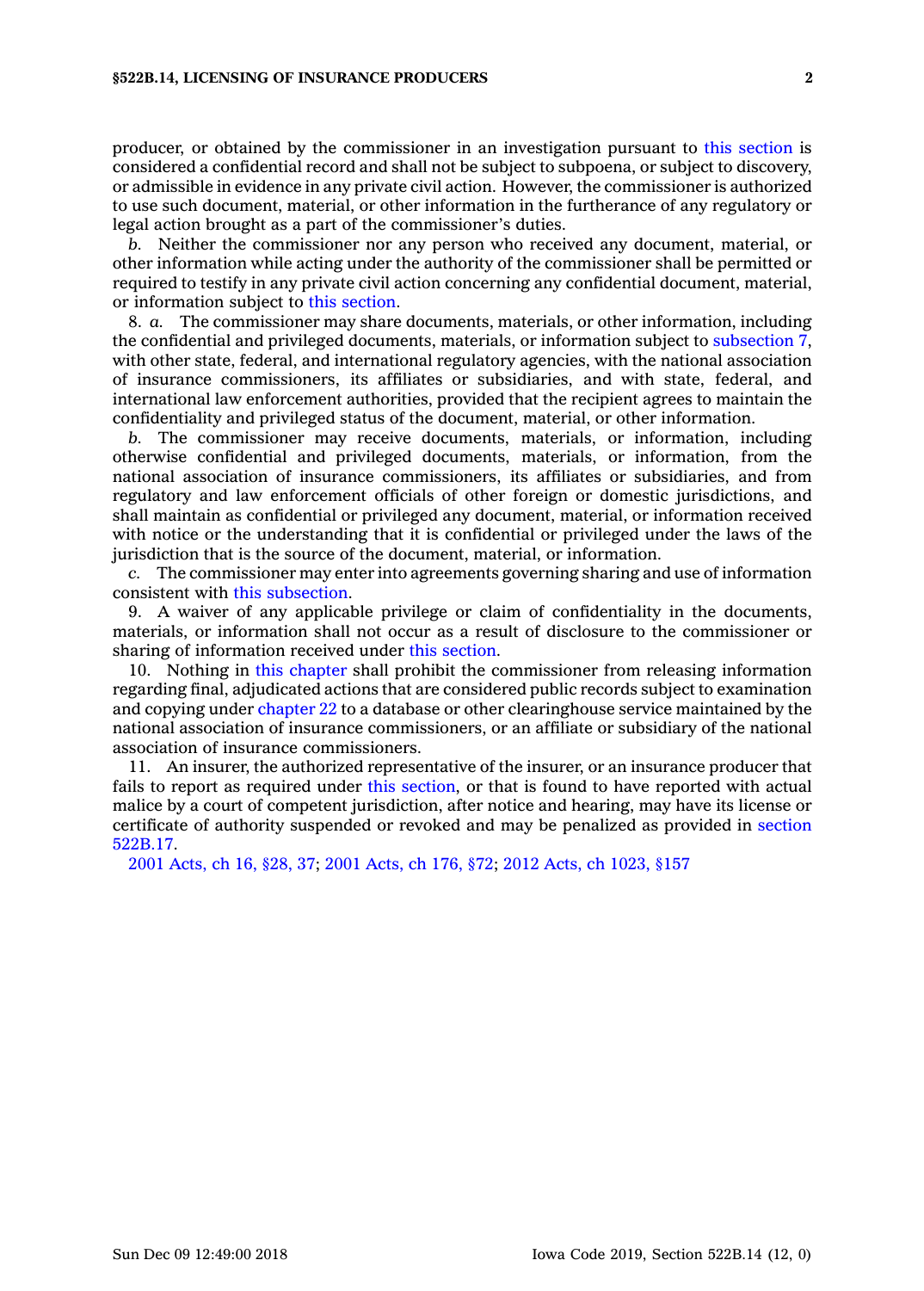producer, or obtained by the commissioner in an investigation pursuant to this section is considered a confidential record and shall not be subject to subpoena, or subject to discovery, or admissible in evidence in any private civil action. However, the commissioner is authorized to use such document, material, or other information in the furtherance of any regulatory or legal action brought as a part of the commissioner's duties.

*b.* Neither the commissioner nor any person who received any document, material, or other information while acting under the authority of the commissioner shall be permitted or required to testify in any private civil action concerning any confidential document, material, or information subject to this section.

8. *a.* The commissioner may share documents, materials, or other information, including the confidential and privileged documents, materials, or information subject to subsection 7, with other state, federal, and international regulatory agencies, with the national association of insurance commissioners, its affiliates or subsidiaries, and with state, federal, and international law enforcement authorities, provided that the recipient agrees to maintain the confidentiality and privileged status of the document, material, or other information.

*b.* The commissioner may receive documents, materials, or information, including otherwise confidential and privileged documents, materials, or information, from the national association of insurance commissioners, its affiliates or subsidiaries, and from regulatory and law enforcement officials of other foreign or domestic jurisdictions, and shall maintain as confidential or privileged any document, material, or information received with notice or the understanding that it is confidential or privileged under the laws of the jurisdiction that is the source of the document, material, or information.

*c.* The commissioner may enter into agreements governing sharing and use of information consistent with this subsection.

9. A waiver of any applicable privilege or claim of confidentiality in the documents, materials, or information shall not occur as a result of disclosure to the commissioner or sharing of information received under this section.

10. Nothing in this chapter shall prohibit the commissioner from releasing information regarding final, adjudicated actions that are considered public records subject to examination and copying under chapter 22 to a database or other clearinghouse service maintained by the national association of insurance commissioners, or an affiliate or subsidiary of the national association of insurance commissioners.

11. An insurer, the authorized representative of the insurer, or an insurance producer that fails to report as required under this section, or that is found to have reported with actual malice by a court of competent jurisdiction, after notice and hearing, may have its license or certificate of authority suspended or revoked and may be penalized as provided in section 522B.17.

2001 Acts, ch 16, §28, 37; 2001 Acts, ch 176, §72; 2012 Acts, ch 1023, §157